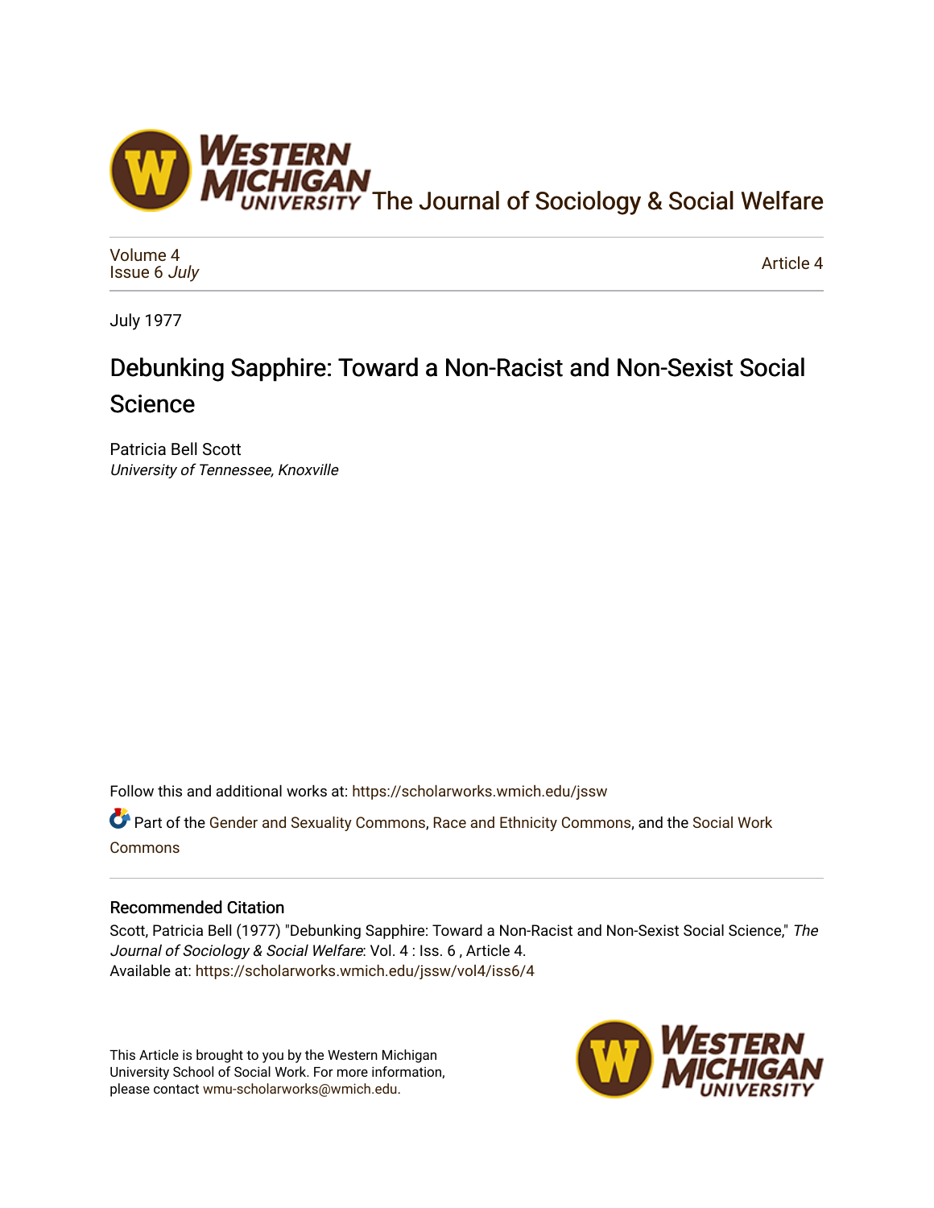[The Journal of Sociology & Social Welfare](https://scholarworks.wmich.edu/jssw)

Volume 4
Issue 6 *July*

Article 4

July 1977

# Debunking Sapphire: Toward a Non-Racist and Non-Sexist Social Science

Patricia Bell Scott
*University of Tennessee, Knoxville*

Follow this and additional works at: https://scholarworks.wmich.edu/jssw

Part of the Gender and Sexuality Commons, Race and Ethnicity Commons, and the Social Work Commons

## Recommended Citation

Scott, Patricia Bell (1977) "Debunking Sapphire: Toward a Non-Racist and Non-Sexist Social Science," *The Journal of Sociology & Social Welfare*: Vol. 4 : Iss. 6 , Article 4.
Available at: https://scholarworks.wmich.edu/jssw/vol4/iss6/4

This Article is brought to you by the Western Michigan University School of Social Work. For more information, please contact wmu-scholarworks@wmich.edu.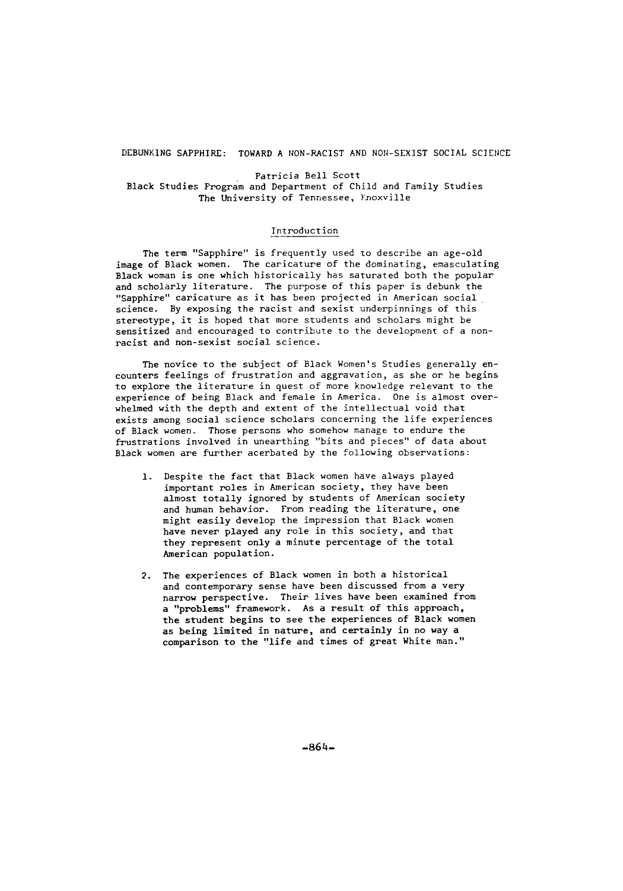# DEBUNKING SAPPHIRE: TOWARD A NON-RACIST AND NON-SEXIST SOCIAL SCIENCE

Patricia Bell Scott
Black Studies Program and Department of Child and Family Studies
The University of Tennessee, Knoxville

## Introduction

The term "Sapphire" is frequently used to describe an age-old image of Black women. The caricature of the dominating, emasculating Black woman is one which historically has saturated both the popular and scholarly literature. The purpose of this paper is debunk the "Sapphire" caricature as it has been projected in American social science. By exposing the racist and sexist underpinnings of this stereotype, it is hoped that more students and scholars might be sensitized and encouraged to contribute to the development of a non-racist and non-sexist social science.

The novice to the subject of Black Women's Studies generally encounters feelings of frustration and aggravation, as she or he begins to explore the literature in quest of more knowledge relevant to the experience of being Black and female in America. One is almost overwhelmed with the depth and extent of the intellectual void that exists among social science scholars concerning the life experiences of Black women. Those persons who somehow manage to endure the frustrations involved in unearthing "bits and pieces" of data about Black women are further acerbated by the following observations:

1. Despite the fact that Black women have always played important roles in American society, they have been almost totally ignored by students of American society and human behavior. From reading the literature, one might easily develop the impression that Black women have never played any role in this society, and that they represent only a minute percentage of the total American population.

2. The experiences of Black women in both a historical and contemporary sense have been discussed from a very narrow perspective. Their lives have been examined from a "problems" framework. As a result of this approach, the student begins to see the experiences of Black women as being limited in nature, and certainly in no way a comparison to the "life and times of great White man."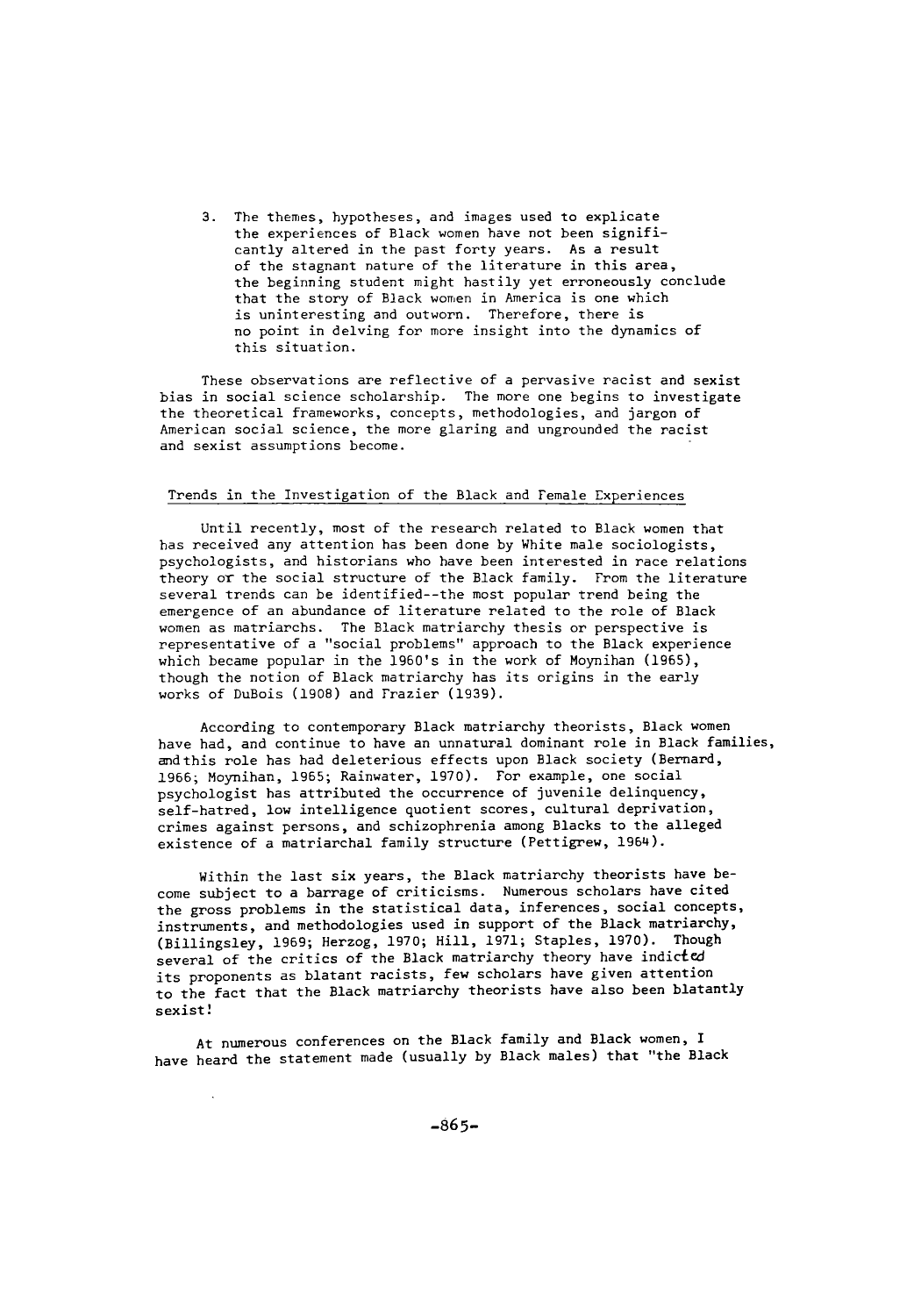3. The themes, hypotheses, and images used to explicate the experiences of Black women have not been significantly altered in the past forty years. As a result of the stagnant nature of the literature in this area, the beginning student might hastily yet erroneously conclude that the story of Black women in America is one which is uninteresting and outworn. Therefore, there is no point in delving for more insight into the dynamics of this situation.

These observations are reflective of a pervasive racist and sexist bias in social science scholarship. The more one begins to investigate the theoretical frameworks, concepts, methodologies, and jargon of American social science, the more glaring and ungrounded the racist and sexist assumptions become.

## Trends in the Investigation of the Black and Female Experiences

Until recently, most of the research related to Black women that has received any attention has been done by White male sociologists, psychologists, and historians who have been interested in race relations theory or the social structure of the Black family. From the literature several trends can be identified--the most popular trend being the emergence of an abundance of literature related to the role of Black women as matriarchs. The Black matriarchy thesis or perspective is representative of a "social problems" approach to the Black experience which became popular in the 1960's in the work of Moynihan (1965), though the notion of Black matriarchy has its origins in the early works of DuBois (1908) and Frazier (1939).

According to contemporary Black matriarchy theorists, Black women have had, and continue to have an unnatural dominant role in Black families, and this role has had deleterious effects upon Black society (Bernard, 1966; Moynihan, 1965; Rainwater, 1970). For example, one social psychologist has attributed the occurrence of juvenile delinquency, self-hatred, low intelligence quotient scores, cultural deprivation, crimes against persons, and schizophrenia among Blacks to the alleged existence of a matriarchal family structure (Pettigrew, 1964).

Within the last six years, the Black matriarchy theorists have become subject to a barrage of criticisms. Numerous scholars have cited the gross problems in the statistical data, inferences, social concepts, instruments, and methodologies used in support of the Black matriarchy, (Billingsley, 1969; Herzog, 1970; Hill, 1971; Staples, 1970). Though several of the critics of the Black matriarchy theory have indicted its proponents as blatant racists, few scholars have given attention to the fact that the Black matriarchy theorists have also been blatantly sexist!

At numerous conferences on the Black family and Black women, I have heard the statement made (usually by Black males) that "the Black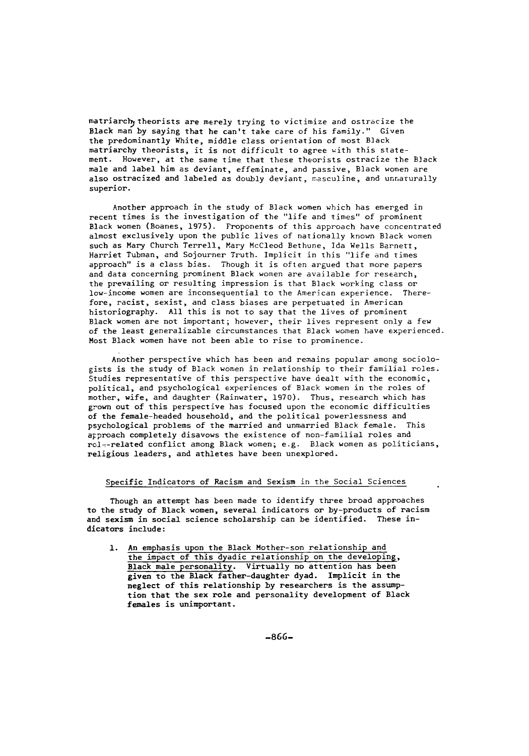matriarchy theorists are merely trying to victimize and ostracize the Black man by saying that he can't take care of his family." Given the predominantly White, middle class orientation of most Black matriarchy theorists, it is not difficult to agree with this statement. However, at the same time that these theorists ostracize the Black male and label him as deviant, effeminate, and passive, Black women are also ostracized and labeled as doubly deviant, masculine, and unnaturally superior.

Another approach in the study of Black women which has emerged in recent times is the investigation of the "life and times" of prominent Black women (Boanes, 1975). Proponents of this approach have concentrated almost exclusively upon the public lives of nationally known Black women such as Mary Church Terrell, Mary McCleod Bethune, Ida Wells Barnett, Harriet Tubman, and Sojourner Truth. Implicit in this "life and times approach" is a class bias. Though it is often argued that more papers and data concerning prominent Black women are available for research, the prevailing or resulting impression is that Black working class or low-income women are inconsequential to the American experience. Therefore, racist, sexist, and class biases are perpetuated in American historiography. All this is not to say that the lives of prominent Black women are not important; however, their lives represent only a few of the least generalizable circumstances that Black women have experienced. Most Black women have not been able to rise to prominence.

Another perspective which has been and remains popular among sociologists is the study of Black women in relationship to their familial roles. Studies representative of this perspective have dealt with the economic, political, and psychological experiences of Black women in the roles of mother, wife, and daughter (Rainwater, 1970). Thus, research which has grown out of this perspective has focused upon the economic difficulties of the female-headed household, and the political powerlessness and psychological problems of the married and unmarried Black female. This approach completely disavows the existence of non-familial roles and role-related conflict among Black women; e.g. Black women as politicians, religious leaders, and athletes have been unexplored.

## Specific Indicators of Racism and Sexism in the Social Sciences

Though an attempt has been made to identify three broad approaches to the study of Black women, several indicators or by-products of racism and sexism in social science scholarship can be identified. These indicators include:

1. An emphasis upon the Black Mother-son relationship and the impact of this dyadic relationship on the developing, Black male personality. Virtually no attention has been given to the Black father-daughter dyad. Implicit in the neglect of this relationship by researchers is the assumption that the sex role and personality development of Black females is unimportant.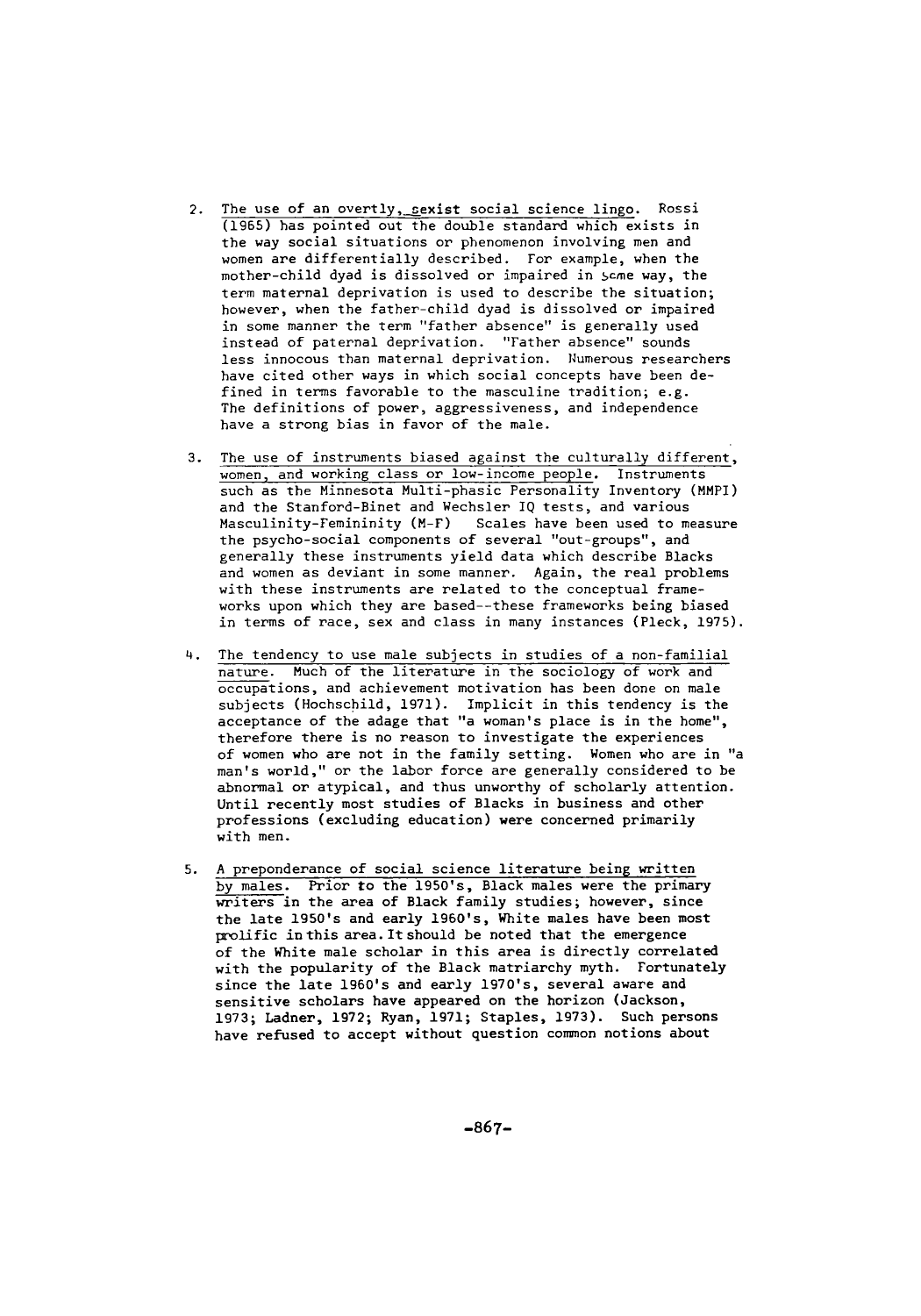2. The use of an overtly, sexist social science lingo. Rossi (1965) has pointed out the double standard which exists in the way social situations or phenomenon involving men and women are differentially described. For example, when the mother-child dyad is dissolved or impaired in some way, the term maternal deprivation is used to describe the situation; however, when the father-child dyad is dissolved or impaired in some manner the term "father absence" is generally used instead of paternal deprivation. "Father absence" sounds less innocous than maternal deprivation. Numerous researchers have cited other ways in which social concepts have been defined in terms favorable to the masculine tradition; e.g. The definitions of power, aggressiveness, and independence have a strong bias in favor of the male.

3. The use of instruments biased against the culturally different, women, and working class or low-income people. Instruments such as the Minnesota Multi-phasic Personality Inventory (MMPI) and the Stanford-Binet and Wechsler IQ tests, and various Masculinity-Femininity (M-F) Scales have been used to measure the psycho-social components of several "out-groups", and generally these instruments yield data which describe Blacks and women as deviant in some manner. Again, the real problems with these instruments are related to the conceptual frameworks upon which they are based--these frameworks being biased in terms of race, sex and class in many instances (Pleck, 1975).

4. The tendency to use male subjects in studies of a non-familial nature. Much of the literature in the sociology of work and occupations, and achievement motivation has been done on male subjects (Hochschild, 1971). Implicit in this tendency is the acceptance of the adage that "a woman's place is in the home", therefore there is no reason to investigate the experiences of women who are not in the family setting. Women who are in "a man's world," or the labor force are generally considered to be abnormal or atypical, and thus unworthy of scholarly attention. Until recently most studies of Blacks in business and other professions (excluding education) were concerned primarily with men.

5. A preponderance of social science literature being written by males. Prior to the 1950's, Black males were the primary writers in the area of Black family studies; however, since the late 1950's and early 1960's, White males have been most prolific in this area. It should be noted that the emergence of the White male scholar in this area is directly correlated with the popularity of the Black matriarchy myth. Fortunately since the late 1960's and early 1970's, several aware and sensitive scholars have appeared on the horizon (Jackson, 1973; Ladner, 1972; Ryan, 1971; Staples, 1973). Such persons have refused to accept without question common notions about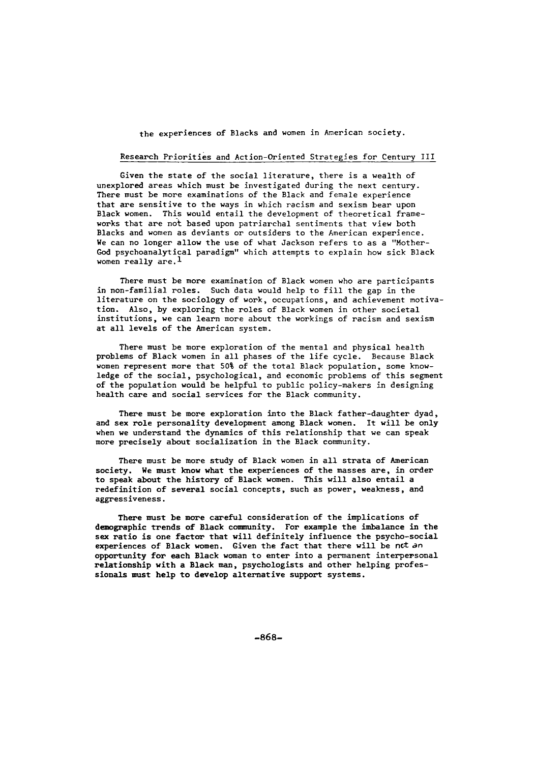the experiences of Blacks and women in American society.

## Research Priorities and Action-Oriented Strategies for Century III

Given the state of the social literature, there is a wealth of unexplored areas which must be investigated during the next century. There must be more examinations of the Black and female experience that are sensitive to the ways in which racism and sexism bear upon Black women. This would entail the development of theoretical frameworks that are not based upon patriarchal sentiments that view both Blacks and women as deviants or outsiders to the American experience. We can no longer allow the use of what Jackson refers to as a "Mother-God psychoanalytical paradigm" which attempts to explain how sick Black women really are.[1]

There must be more examination of Black women who are participants in non-familial roles. Such data would help to fill the gap in the literature on the sociology of work, occupations, and achievement motivation. Also, by exploring the roles of Black women in other societal institutions, we can learn more about the workings of racism and sexism at all levels of the American system.

There must be more exploration of the mental and physical health problems of Black women in all phases of the life cycle. Because Black women represent more that 50% of the total Black population, some knowledge of the social, psychological, and economic problems of this segment of the population would be helpful to public policy-makers in designing health care and social services for the Black community.

There must be more exploration into the Black father-daughter dyad, and sex role personality development among Black women. It will be only when we understand the dynamics of this relationship that we can speak more precisely about socialization in the Black community.

There must be more study of Black women in all strata of American society. We must know what the experiences of the masses are, in order to speak about the history of Black women. This will also entail a redefinition of several social concepts, such as power, weakness, and aggressiveness.

There must be more careful consideration of the implications of demographic trends of Black community. For example the imbalance in the sex ratio is one factor that will definitely influence the psycho-social experiences of Black women. Given the fact that there will be not an opportunity for each Black woman to enter into a permanent interpersonal relationship with a Black man, psychologists and other helping professionals must help to develop alternative support systems.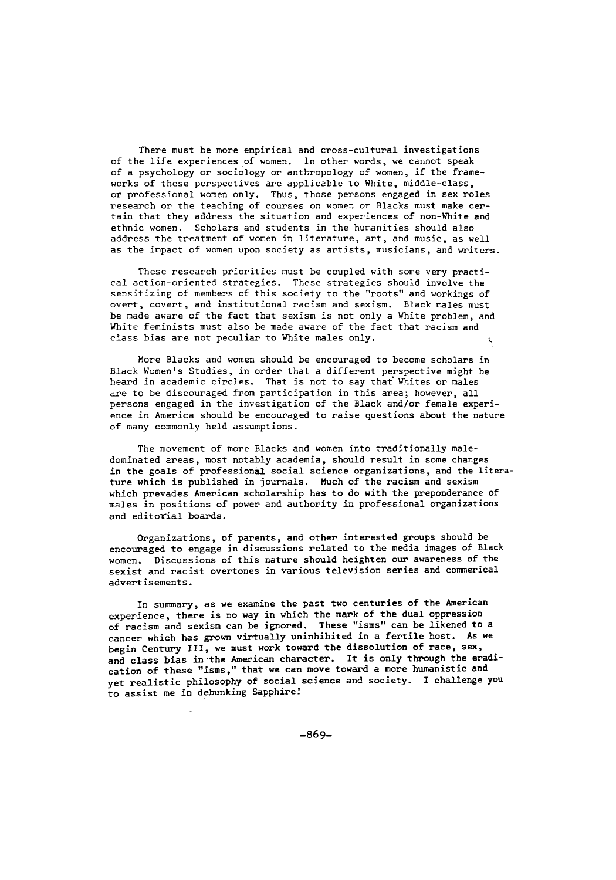There must be more empirical and cross-cultural investigations of the life experiences of women. In other words, we cannot speak of a psychology or sociology or anthropology of women, if the frameworks of these perspectives are applicable to White, middle-class, or professional women only. Thus, those persons engaged in sex roles research or the teaching of courses on women or Blacks must make certain that they address the situation and experiences of non-White and ethnic women. Scholars and students in the humanities should also address the treatment of women in literature, art, and music, as well as the impact of women upon society as artists, musicians, and writers.

These research priorities must be coupled with some very practical action-oriented strategies. These strategies should involve the sensitizing of members of this society to the "roots" and workings of overt, covert, and institutional racism and sexism. Black males must be made aware of the fact that sexism is not only a White problem, and White feminists must also be made aware of the fact that racism and class bias are not peculiar to White males only.

More Blacks and women should be encouraged to become scholars in Black Women's Studies, in order that a different perspective might be heard in academic circles. That is not to say that Whites or males are to be discouraged from participation in this area; however, all persons engaged in the investigation of the Black and/or female experience in America should be encouraged to raise questions about the nature of many commonly held assumptions.

The movement of more Blacks and women into traditionally male-dominated areas, most notably academia, should result in some changes in the goals of professional social science organizations, and the literature which is published in journals. Much of the racism and sexism which prevades American scholarship has to do with the preponderance of males in positions of power and authority in professional organizations and editorial boards.

Organizations, of parents, and other interested groups should be encouraged to engage in discussions related to the media images of Black women. Discussions of this nature should heighten our awareness of the sexist and racist overtones in various television series and commerical advertisements.

In summary, as we examine the past two centuries of the American experience, there is no way in which the mark of the dual oppression of racism and sexism can be ignored. These "isms" can be likened to a cancer which has grown virtually uninhibited in a fertile host. As we begin Century III, we must work toward the dissolution of race, sex, and class bias in the American character. It is only through the eradication of these "isms," that we can move toward a more humanistic and yet realistic philosophy of social science and society. I challenge you to assist me in debunking Sapphire!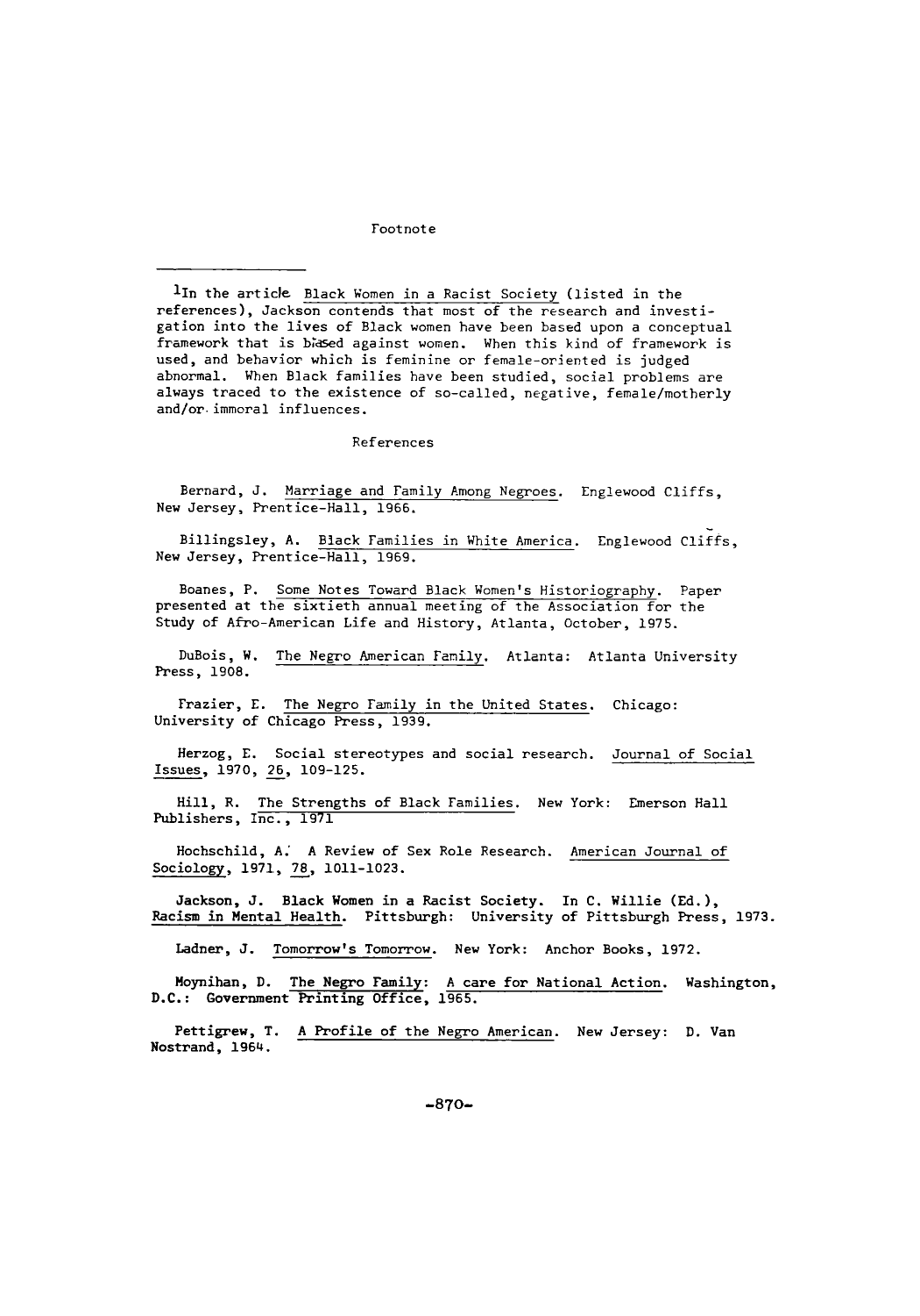## Footnote

[1]In the article Black Women in a Racist Society (listed in the references), Jackson contends that most of the research and investigation into the lives of Black women have been based upon a conceptual framework that is biased against women. When this kind of framework is used, and behavior which is feminine or female-oriented is judged abnormal. When Black families have been studied, social problems are always traced to the existence of so-called, negative, female/motherly and/or immoral influences.

## References

Bernard, J. Marriage and Family Among Negroes. Englewood Cliffs, New Jersey, Prentice-Hall, 1966.

Billingsley, A. Black Families in White America. Englewood Cliffs, New Jersey, Prentice-Hall, 1969.

Boanes, P. Some Notes Toward Black Women's Historiography. Paper presented at the sixtieth annual meeting of the Association for the Study of Afro-American Life and History, Atlanta, October, 1975.

DuBois, W. The Negro American Family. Atlanta: Atlanta University Press, 1908.

Frazier, E. The Negro Family in the United States. Chicago: University of Chicago Press, 1939.

Herzog, E. Social stereotypes and social research. Journal of Social Issues, 1970, 26, 109-125.

Hill, R. The Strengths of Black Families. New York: Emerson Hall Publishers, Inc., 1971

Hochschild, A. A Review of Sex Role Research. American Journal of Sociology, 1971, 78, 1011-1023.

Jackson, J. Black Women in a Racist Society. In C. Willie (Ed.), Racism in Mental Health. Pittsburgh: University of Pittsburgh Press, 1973.

Ladner, J. Tomorrow's Tomorrow. New York: Anchor Books, 1972.

Moynihan, D. The Negro Family: A care for National Action. Washington, D.C.: Government Printing Office, 1965.

Pettigrew, T. A Profile of the Negro American. New Jersey: D. Van Nostrand, 1964.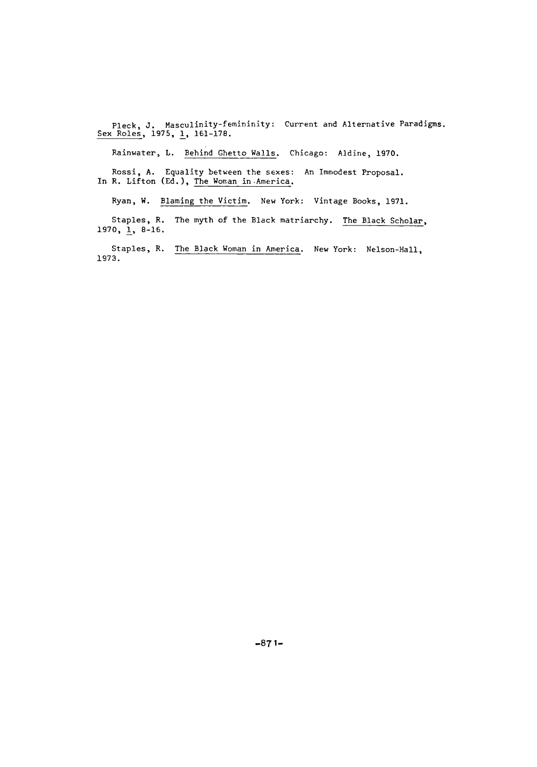Pleck, J. Masculinity-femininity: Current and Alternative Paradigms. Sex Roles, 1975, 1, 161-178.

Rainwater, L. Behind Ghetto Walls. Chicago: Aldine, 1970.

Rossi, A. Equality between the sexes: An Immodest Proposal. In R. Lifton (Ed.), The Woman in America.

Ryan, W. Blaming the Victim. New York: Vintage Books, 1971.

Staples, R. The myth of the Black matriarchy. The Black Scholar, 1970, 1, 8-16.

Staples, R. The Black Woman in America. New York: Nelson-Hall, 1973.